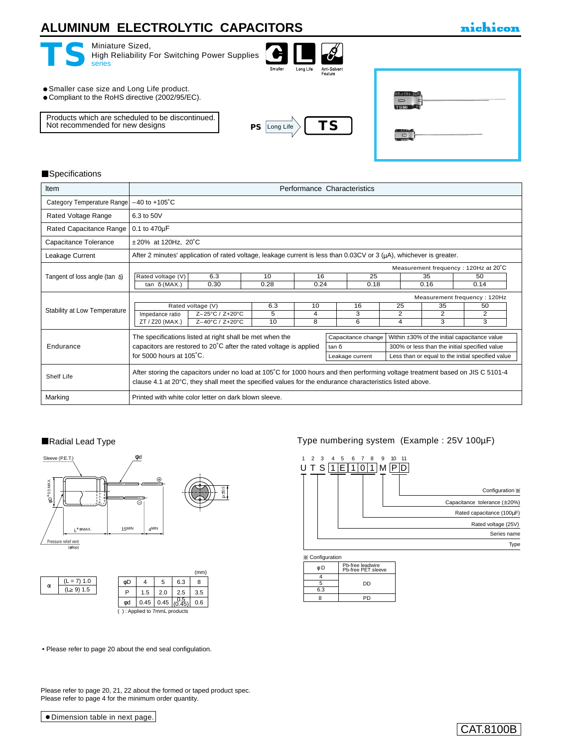# ALUMINUM ELECTROLYTIC CAPACITORS

nichicon

# TS

Miniature Sized,
High Reliability For Switching Power Supplies
series

Smaller | Long Life | Anti-Solvent Feature

- Smaller case size and Long Life product.
- Compliant to the RoHS directive (2002/95/EC).

Products which are scheduled to be discontinued.
Not recommended for new designs

PS → Long Life → TS

## Specifications

| Item | Performance Characteristics |
|---|---|
| Category Temperature Range | –40 to +105˚C |
| Rated Voltage Range | 6.3 to 50V |
| Rated Capacitance Range | 0.1 to 470µF |
| Capacitance Tolerance | ±20% at 120Hz, 20˚C |
| Leakage Current | After 2 minutes' application of rated voltage, leakage current is less than 0.03CV or 3 (µA), whichever is greater. |
| Tangent of loss angle (tan δ) | Measurement frequency : 120Hz at 20˚C (see table below) |
| Stability at Low Temperature | Measurement frequency : 120Hz (see table below) |
| Endurance | The specifications listed at right shall be met when the capacitors are restored to 20˚C after the rated voltage is applied for 5000 hours at 105˚C. (see table below) |
| Shelf Life | After storing the capacitors under no load at 105˚C for 1000 hours and then performing voltage treatment based on JIS C 5101-4 clause 4.1 at 20°C, they shall meet the specified values for the endurance characteristics listed above. |
| Marking | Printed with white color letter on dark blown sleeve. |

Tangent of loss angle (tan δ) — Measurement frequency : 120Hz at 20˚C

| Rated voltage (V) | 6.3 | 10 | 16 | 25 | 35 | 50 |
|---|---|---|---|---|---|---|
| tan δ (MAX.) | 0.30 | 0.28 | 0.24 | 0.18 | 0.16 | 0.14 |

Stability at Low Temperature — Measurement frequency : 120Hz

| Rated voltage (V) | | 6.3 | 10 | 16 | 25 | 35 | 50 |
|---|---|---|---|---|---|---|---|
| Impedance ratio | Z–25°C / Z+20°C | 5 | 4 | 3 | 2 | 2 | 2 |
| ZT / Z20 (MAX.) | Z–40°C / Z+20°C | 10 | 8 | 6 | 4 | 3 | 3 |

Endurance

| Capacitance change | Within ±30% of the initial capacitance value |
|---|---|
| tan δ | 300% or less than the initial specified value |
| Leakage current | Less than or equal to the initial specified value |

## Radial Lead Type

Sleeve (P.E.T.) φd ⊕ ⊖ φD+0.5 MAX. L+αMAX. 15MIN 4MIN P±0.5 Pressure relief vent (φ8up)

| α | |
|---|---|
| (L = 7) 1.0 | (L≥ 9) 1.5 |

(mm)

| φD | 4 | 5 | 6.3 | 8 |
|---|---|---|---|---|
| P | 1.5 | 2.0 | 2.5 | 3.5 |
| φd | 0.45 | 0.45 | 0.5 (0.45) | 0.6 |

( ) : Applied to 7mmL products

## Type numbering system (Example : 25V 100µF)

| 1 | 2 | 3 | 4 | 5 | 6 | 7 | 8 | 9 | 10 | 11 |
|---|---|---|---|---|---|---|---|---|---|---|
| U | T | S | 1 | E | 1 | 0 | 1 | M | P | D |

- Configuration ※
- Capacitance tolerance (±20%)
- Rated capacitance (100µF)
- Rated voltage (25V)
- Series name
- Type

※ Configuration

| φD | Pb-free leadwire Pb-free PET sleeve |
|---|---|
| 4 | DD |
| 5 | DD |
| 6.3 | DD |
| 8 | PD |

• Please refer to page 20 about the end seal configulation.

Please refer to page 20, 21, 22 about the formed or taped product spec.
Please refer to page 4 for the minimum order quantity.

● Dimension table in next page.

CAT.8100B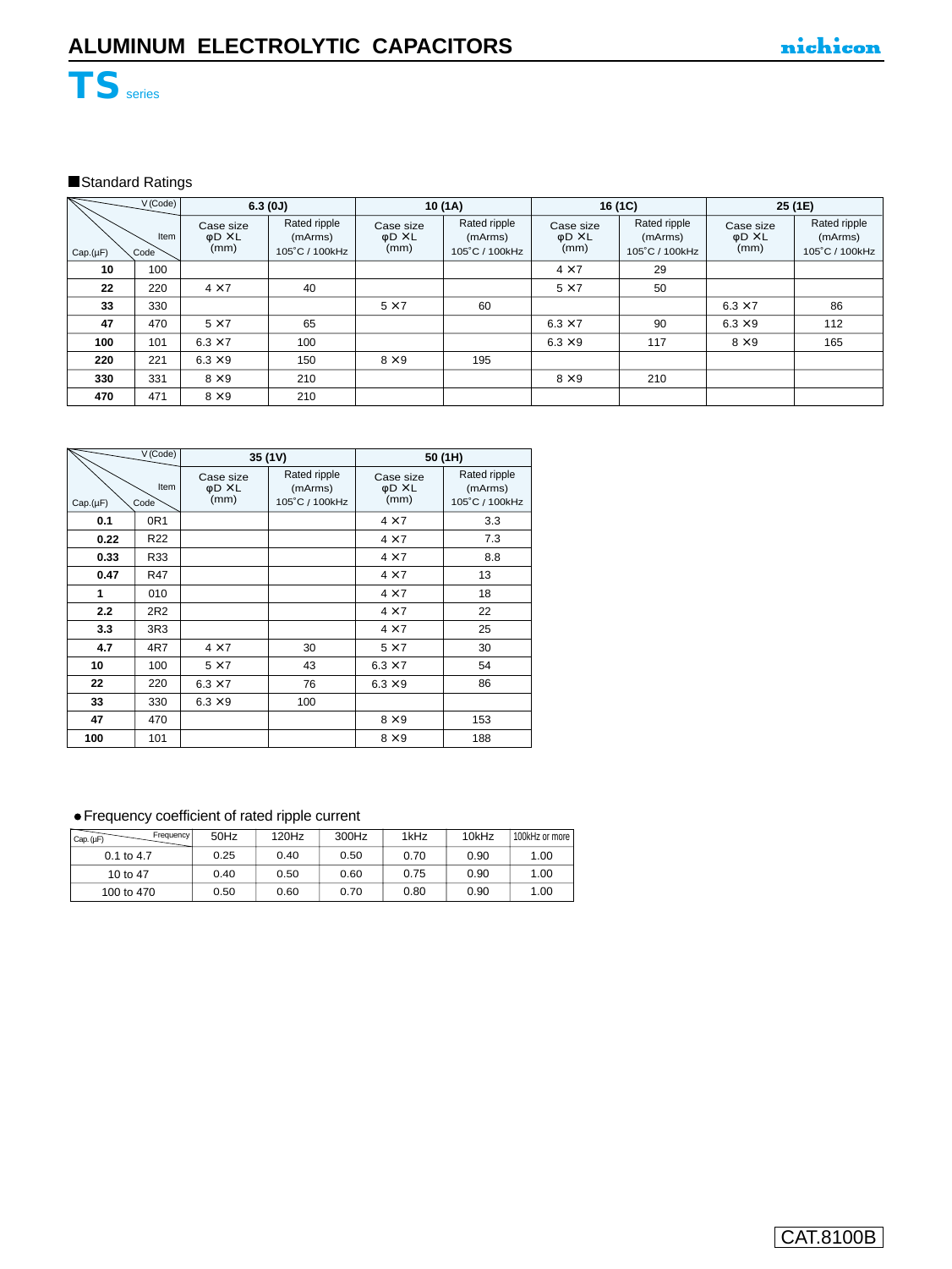# ALUMINUM ELECTROLYTIC CAPACITORS

## TS series

■Standard Ratings

| Cap.(μF) | Code | 6.3 (0J) Case size φD ×L (mm) | 6.3 (0J) Rated ripple (mArms) 105°C / 100kHz | 10 (1A) Case size φD ×L (mm) | 10 (1A) Rated ripple (mArms) 105°C / 100kHz | 16 (1C) Case size φD ×L (mm) | 16 (1C) Rated ripple (mArms) 105°C / 100kHz | 25 (1E) Case size φD ×L (mm) | 25 (1E) Rated ripple (mArms) 105°C / 100kHz |
|---|---|---|---|---|---|---|---|---|---|
| **10** | 100 | | | | | 4 ×7 | 29 | | |
| **22** | 220 | 4 ×7 | 40 | | | 5 ×7 | 50 | | |
| **33** | 330 | | | 5 ×7 | 60 | | | 6.3 ×7 | 86 |
| **47** | 470 | 5 ×7 | 65 | | | 6.3 ×7 | 90 | 6.3 ×9 | 112 |
| **100** | 101 | 6.3 ×7 | 100 | | | 6.3 ×9 | 117 | 8 ×9 | 165 |
| **220** | 221 | 6.3 ×9 | 150 | 8 ×9 | 195 | | | | |
| **330** | 331 | 8 ×9 | 210 | | | 8 ×9 | 210 | | |
| **470** | 471 | 8 ×9 | 210 | | | | | | |

| Cap.(μF) | Code | 35 (1V) Case size φD ×L (mm) | 35 (1V) Rated ripple (mArms) 105°C / 100kHz | 50 (1H) Case size φD ×L (mm) | 50 (1H) Rated ripple (mArms) 105°C / 100kHz |
|---|---|---|---|---|---|
| **0.1** | 0R1 | | | 4 ×7 | 3.3 |
| **0.22** | R22 | | | 4 ×7 | 7.3 |
| **0.33** | R33 | | | 4 ×7 | 8.8 |
| **0.47** | R47 | | | 4 ×7 | 13 |
| **1** | 010 | | | 4 ×7 | 18 |
| **2.2** | 2R2 | | | 4 ×7 | 22 |
| **3.3** | 3R3 | | | 4 ×7 | 25 |
| **4.7** | 4R7 | 4 ×7 | 30 | 5 ×7 | 30 |
| **10** | 100 | 5 ×7 | 43 | 6.3 ×7 | 54 |
| **22** | 220 | 6.3 ×7 | 76 | 6.3 ×9 | 86 |
| **33** | 330 | 6.3 ×9 | 100 | | |
| **47** | 470 | | | 8 ×9 | 153 |
| **100** | 101 | | | 8 ×9 | 188 |

● Frequency coefficient of rated ripple current

| Cap.(μF) \ Frequency | 50Hz | 120Hz | 300Hz | 1kHz | 10kHz | 100kHz or more |
|---|---|---|---|---|---|---|
| 0.1 to 4.7 | 0.25 | 0.40 | 0.50 | 0.70 | 0.90 | 1.00 |
| 10 to 47 | 0.40 | 0.50 | 0.60 | 0.75 | 0.90 | 1.00 |
| 100 to 470 | 0.50 | 0.60 | 0.70 | 0.80 | 0.90 | 1.00 |

CAT.8100B